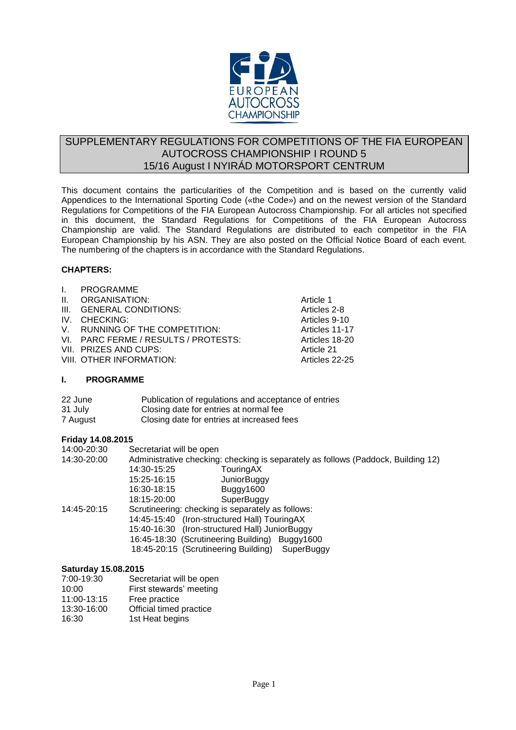# SUPPLEMENTARY REGULATIONS FOR COMPETITIONS OF THE FIA EUROPEAN AUTOCROSS CHAMPIONSHIP I ROUND 5
## 15/16 August I NYIRÁD MOTORSPORT CENTRUM

This document contains the particularities of the Competition and is based on the currently valid Appendices to the International Sporting Code («the Code») and on the newest version of the Standard Regulations for Competitions of the FIA European Autocross Championship. For all articles not specified in this document, the Standard Regulations for Competitions of the FIA European Autocross Championship are valid. The Standard Regulations are distributed to each competitor in the FIA European Championship by his ASN. They are also posted on the Official Notice Board of each event. The numbering of the chapters is in accordance with the Standard Regulations.

**CHAPTERS:**

| | | |
|---|---|---|
| I. | PROGRAMME | |
| II. | ORGANISATION: | Article 1 |
| III. | GENERAL CONDITIONS: | Articles 2-8 |
| IV. | CHECKING: | Articles 9-10 |
| V. | RUNNING OF THE COMPETITION: | Articles 11-17 |
| VI. | PARC FERME / RESULTS / PROTESTS: | Articles 18-20 |
| VII. | PRIZES AND CUPS: | Article 21 |
| VIII. | OTHER INFORMATION: | Articles 22-25 |

## I. PROGRAMME

| | |
|---|---|
| 22 June | Publication of regulations and acceptance of entries |
| 31 July | Closing date for entries at normal fee |
| 7 August | Closing date for entries at increased fees |

**Friday 14.08.2015**

14:00-20:30 Secretariat will be open

14:30-20:00 Administrative checking: checking is separately as follows (Paddock, Building 12)

- 14:30-15:25 TouringAX
- 15:25-16:15 JuniorBuggy
- 16:30-18:15 Buggy1600
- 18:15-20:00 SuperBuggy

14:45-20:15 Scrutineering: checking is separately as follows:

- 14:45-15:40 (Iron-structured Hall) TouringAX
- 15:40-16:30 (Iron-structured Hall) JuniorBuggy
- 16:45-18:30 (Scrutineering Building) Buggy1600
- 18:45-20:15 (Scrutineering Building) SuperBuggy

**Saturday 15.08.2015**

| | |
|---|---|
| 7:00-19:30 | Secretariat will be open |
| 10:00 | First stewards' meeting |
| 11:00-13:15 | Free practice |
| 13:30-16:00 | Official timed practice |
| 16:30 | 1st Heat begins |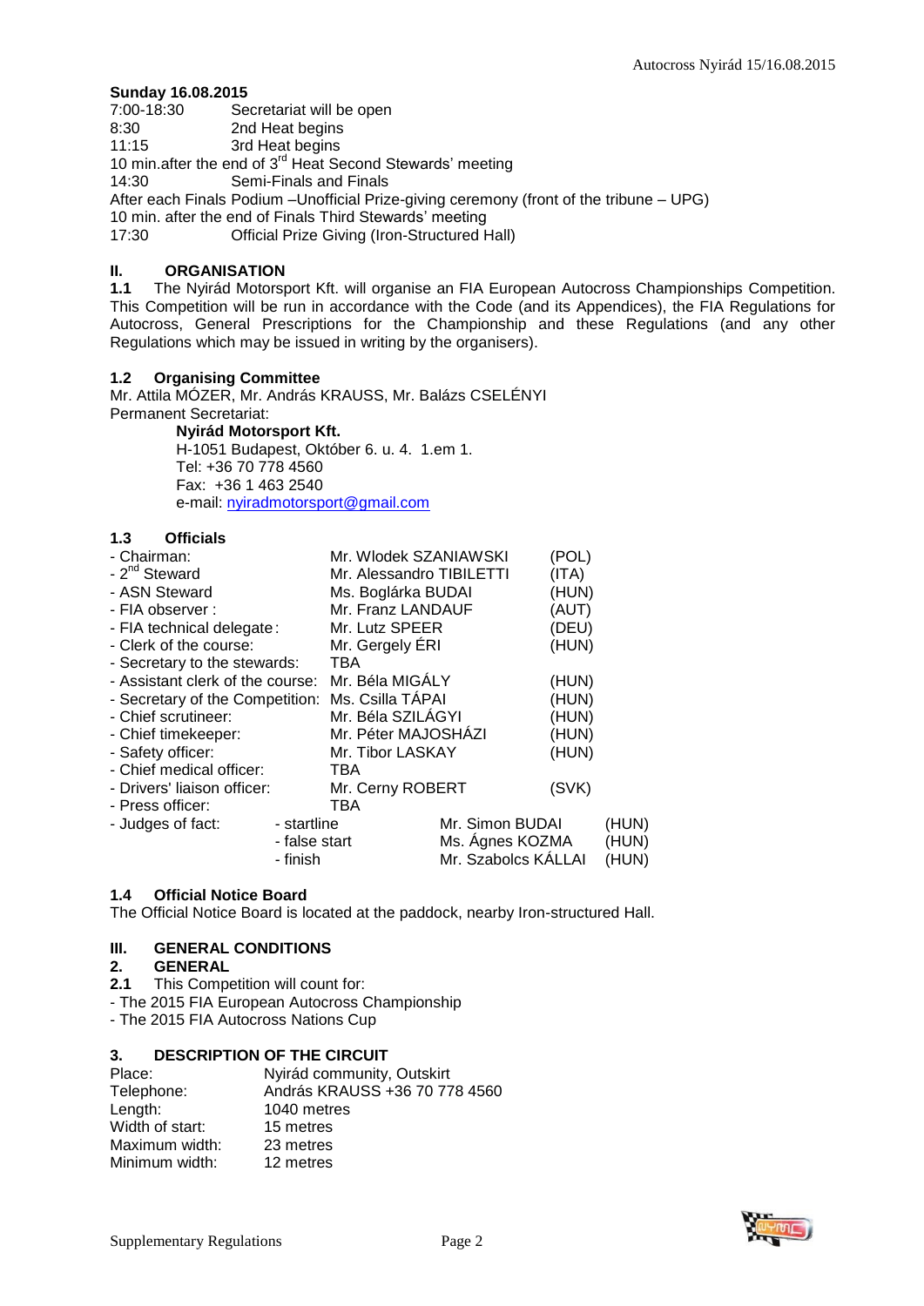**Sunday 16.08.2015**

7:00-18:30 Secretariat will be open
8:30 2nd Heat begins
11:15 3rd Heat begins
10 min.after the end of 3rd Heat Second Stewards' meeting
14:30 Semi-Finals and Finals
After each Finals Podium –Unofficial Prize-giving ceremony (front of the tribune – UPG)
10 min. after the end of Finals Third Stewards' meeting
17:30 Official Prize Giving (Iron-Structured Hall)

## II. ORGANISATION

**1.1** The Nyirád Motorsport Kft. will organise an FIA European Autocross Championships Competition. This Competition will be run in accordance with the Code (and its Appendices), the FIA Regulations for Autocross, General Prescriptions for the Championship and these Regulations (and any other Regulations which may be issued in writing by the organisers).

### 1.2 Organising Committee

Mr. Attila MÓZER, Mr. András KRAUSS, Mr. Balázs CSELÉNYI
Permanent Secretariat:

**Nyirád Motorsport Kft.**
H-1051 Budapest, Október 6. u. 4. 1.em 1.
Tel: +36 70 778 4560
Fax: +36 1 463 2540
e-mail: nyiradmotorsport@gmail.com

### 1.3 Officials

| | | | |
|---|---|---|---|
| - Chairman: | | Mr. Wlodek SZANIAWSKI | (POL) |
| - 2nd Steward | | Mr. Alessandro TIBILETTI | (ITA) |
| - ASN Steward | | Ms. Boglárka BUDAI | (HUN) |
| - FIA observer : | | Mr. Franz LANDAUF | (AUT) |
| - FIA technical delegate: | | Mr. Lutz SPEER | (DEU) |
| - Clerk of the course: | | Mr. Gergely ÉRI | (HUN) |
| - Secretary to the stewards: | | TBA | |
| - Assistant clerk of the course: | | Mr. Béla MIGÁLY | (HUN) |
| - Secretary of the Competition: | | Ms. Csilla TÁPAI | (HUN) |
| - Chief scrutineer: | | Mr. Béla SZILÁGYI | (HUN) |
| - Chief timekeeper: | | Mr. Péter MAJOSHÁZI | (HUN) |
| - Safety officer: | | Mr. Tibor LASKAY | (HUN) |
| - Chief medical officer: | | TBA | |
| - Drivers' liaison officer: | | Mr. Cerny ROBERT | (SVK) |
| - Press officer: | | TBA | |
| - Judges of fact: | - startline | Mr. Simon BUDAI | (HUN) |
| | - false start | Ms. Ágnes KOZMA | (HUN) |
| | - finish | Mr. Szabolcs KÁLLAI | (HUN) |

### 1.4 Official Notice Board

The Official Notice Board is located at the paddock, nearby Iron-structured Hall.

## III. GENERAL CONDITIONS

### 2. GENERAL

**2.1** This Competition will count for:

- The 2015 FIA European Autocross Championship
- The 2015 FIA Autocross Nations Cup

### 3. DESCRIPTION OF THE CIRCUIT

| | |
|---|---|
| Place: | Nyirád community, Outskirt |
| Telephone: | András KRAUSS +36 70 778 4560 |
| Length: | 1040 metres |
| Width of start: | 15 metres |
| Maximum width: | 23 metres |
| Minimum width: | 12 metres |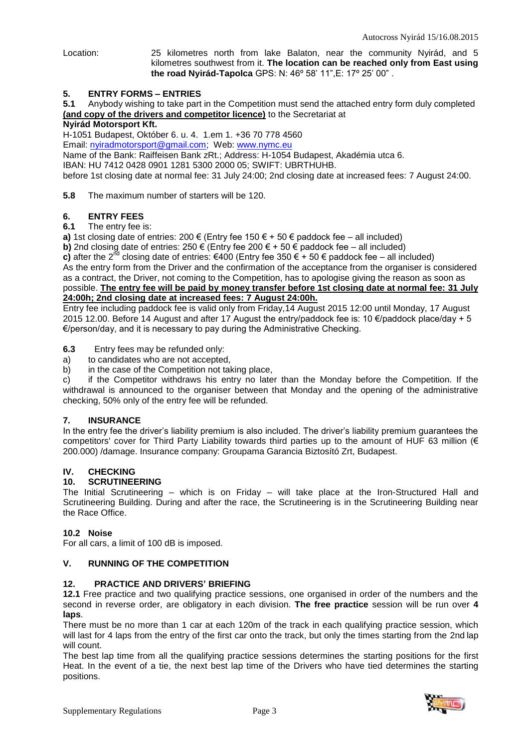Location: 25 kilometres north from lake Balaton, near the community Nyirád, and 5 kilometres southwest from it. **The location can be reached only from East using the road Nyirád-Tapolca** GPS: N: 46º 58' 11",E: 17º 25' 00" .

## 5. ENTRY FORMS – ENTRIES

**5.1** Anybody wishing to take part in the Competition must send the attached entry form duly completed **(and copy of the drivers and competitor licence)** to the Secretariat at

**Nyirád Motorsport Kft.**

H-1051 Budapest, Október 6. u. 4. 1.em 1. +36 70 778 4560

Email: nyiradmotorsport@gmail.com; Web: www.nymc.eu

Name of the Bank: Raiffeisen Bank zRt.; Address: H-1054 Budapest, Akadémia utca 6.

IBAN: HU 7412 0428 0901 1281 5300 2000 05; SWIFT: UBRTHUHB.

before 1st closing date at normal fee: 31 July 24:00; 2nd closing date at increased fees: 7 August 24:00.

**5.8** The maximum number of starters will be 120.

## 6. ENTRY FEES

**6.1** The entry fee is:

**a)** 1st closing date of entries: 200 € (Entry fee 150 € + 50 € paddock fee – all included)

**b)** 2nd closing date of entries: 250 € (Entry fee 200 € + 50 € paddock fee – all included)

**c)** after the 2nd closing date of entries: €400 (Entry fee 350 € + 50 € paddock fee – all included)

As the entry form from the Driver and the confirmation of the acceptance from the organiser is considered as a contract, the Driver, not coming to the Competition, has to apologise giving the reason as soon as possible. **The entry fee will be paid by money transfer before 1st closing date at normal fee: 31 July 24:00h; 2nd closing date at increased fees: 7 August 24:00h.**

Entry fee including paddock fee is valid only from Friday,14 August 2015 12:00 until Monday, 17 August 2015 12.00. Before 14 August and after 17 August the entry/paddock fee is: 10 €/paddock place/day + 5 €/person/day, and it is necessary to pay during the Administrative Checking.

**6.3** Entry fees may be refunded only:

a) to candidates who are not accepted,

b) in the case of the Competition not taking place,

c) if the Competitor withdraws his entry no later than the Monday before the Competition. If the withdrawal is announced to the organiser between that Monday and the opening of the administrative checking, 50% only of the entry fee will be refunded.

## 7. INSURANCE

In the entry fee the driver's liability premium is also included. The driver's liability premium guarantees the competitors' cover for Third Party Liability towards third parties up to the amount of HUF 63 million (€ 200.000) /damage. Insurance company: Groupama Garancia Biztosító Zrt, Budapest.

## IV. CHECKING

## 10. SCRUTINEERING

The Initial Scrutineering – which is on Friday – will take place at the Iron-Structured Hall and Scrutineering Building. During and after the race, the Scrutineering is in the Scrutineering Building near the Race Office.

### 10.2 Noise

For all cars, a limit of 100 dB is imposed.

## V. RUNNING OF THE COMPETITION

## 12. PRACTICE AND DRIVERS' BRIEFING

**12.1** Free practice and two qualifying practice sessions, one organised in order of the numbers and the second in reverse order, are obligatory in each division. **The free practice** session will be run over **4 laps**.

There must be no more than 1 car at each 120m of the track in each qualifying practice session, which will last for 4 laps from the entry of the first car onto the track, but only the times starting from the 2nd lap will count.

The best lap time from all the qualifying practice sessions determines the starting positions for the first Heat. In the event of a tie, the next best lap time of the Drivers who have tied determines the starting positions.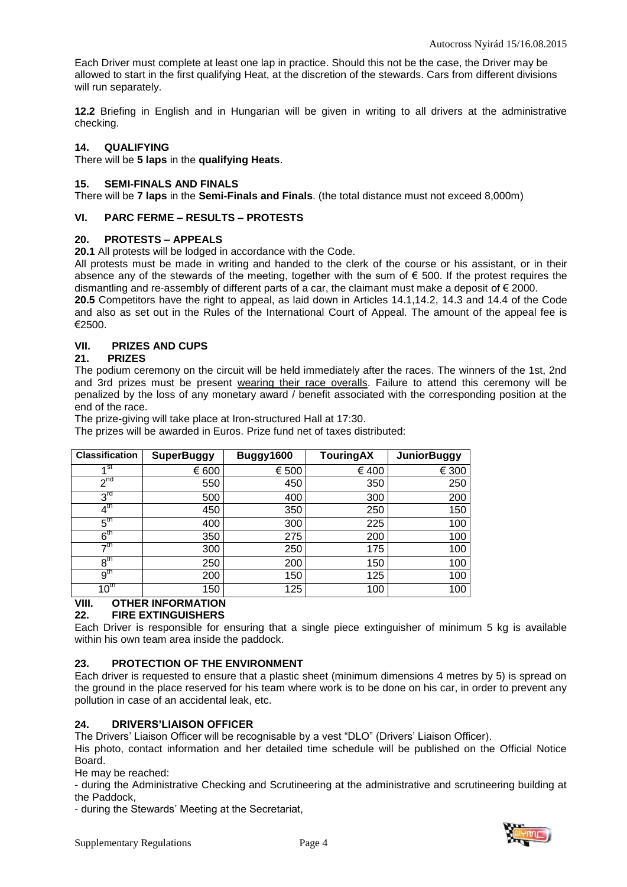Each Driver must complete at least one lap in practice. Should this not be the case, the Driver may be allowed to start in the first qualifying Heat, at the discretion of the stewards. Cars from different divisions will run separately.

**12.2** Briefing in English and in Hungarian will be given in writing to all drivers at the administrative checking.

## 14. QUALIFYING

There will be **5 laps** in the **qualifying Heats**.

## 15. SEMI-FINALS AND FINALS

There will be **7 laps** in the **Semi-Finals and Finals**. (the total distance must not exceed 8,000m)

# VI. PARC FERME – RESULTS – PROTESTS

## 20. PROTESTS – APPEALS

**20.1** All protests will be lodged in accordance with the Code.

All protests must be made in writing and handed to the clerk of the course or his assistant, or in their absence any of the stewards of the meeting, together with the sum of € 500. If the protest requires the dismantling and re-assembly of different parts of a car, the claimant must make a deposit of € 2000.

**20.5** Competitors have the right to appeal, as laid down in Articles 14.1,14.2, 14.3 and 14.4 of the Code and also as set out in the Rules of the International Court of Appeal. The amount of the appeal fee is €2500.

# VII. PRIZES AND CUPS

## 21. PRIZES

The podium ceremony on the circuit will be held immediately after the races. The winners of the 1st, 2nd and 3rd prizes must be present wearing their race overalls. Failure to attend this ceremony will be penalized by the loss of any monetary award / benefit associated with the corresponding position at the end of the race.

The prize-giving will take place at Iron-structured Hall at 17:30.

The prizes will be awarded in Euros. Prize fund net of taxes distributed:

| Classification | SuperBuggy | Buggy1600 | TouringAX | JuniorBuggy |
|---|---|---|---|---|
| 1st | € 600 | € 500 | € 400 | € 300 |
| 2nd | 550 | 450 | 350 | 250 |
| 3rd | 500 | 400 | 300 | 200 |
| 4th | 450 | 350 | 250 | 150 |
| 5th | 400 | 300 | 225 | 100 |
| 6th | 350 | 275 | 200 | 100 |
| 7th | 300 | 250 | 175 | 100 |
| 8th | 250 | 200 | 150 | 100 |
| 9th | 200 | 150 | 125 | 100 |
| 10th | 150 | 125 | 100 | 100 |

# VIII. OTHER INFORMATION

## 22. FIRE EXTINGUISHERS

Each Driver is responsible for ensuring that a single piece extinguisher of minimum 5 kg is available within his own team area inside the paddock.

## 23. PROTECTION OF THE ENVIRONMENT

Each driver is requested to ensure that a plastic sheet (minimum dimensions 4 metres by 5) is spread on the ground in the place reserved for his team where work is to be done on his car, in order to prevent any pollution in case of an accidental leak, etc.

## 24. DRIVERS'LIAISON OFFICER

The Drivers' Liaison Officer will be recognisable by a vest "DLO" (Drivers' Liaison Officer).

His photo, contact information and her detailed time schedule will be published on the Official Notice Board.

He may be reached:

- during the Administrative Checking and Scrutineering at the administrative and scrutineering building at the Paddock,
- during the Stewards' Meeting at the Secretariat,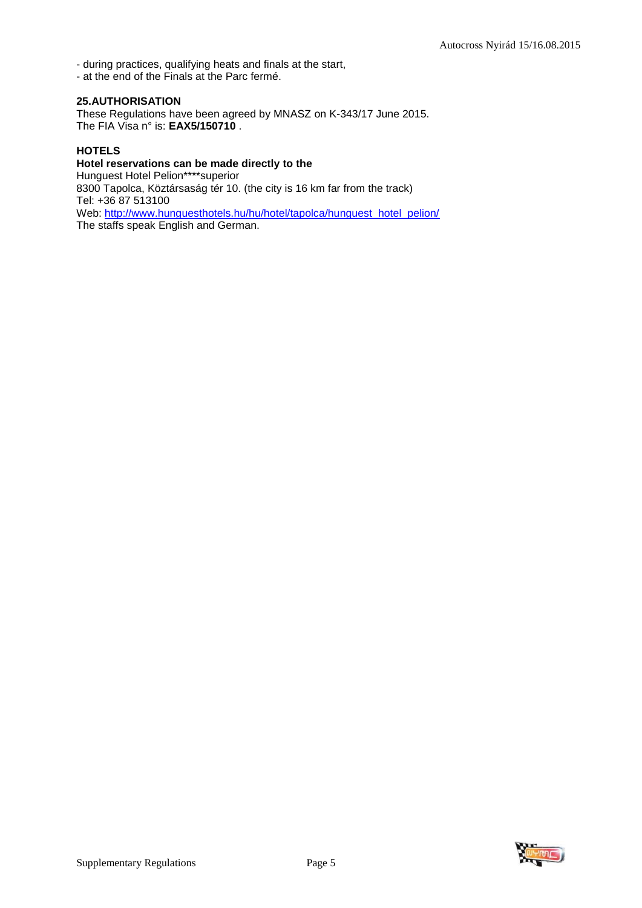- during practices, qualifying heats and finals at the start,
- at the end of the Finals at the Parc fermé.

**25.AUTHORISATION**

These Regulations have been agreed by MNASZ on K-343/17 June 2015.
The FIA Visa n° is: **EAX5/150710** .

**HOTELS**

**Hotel reservations can be made directly to the**
Hunguest Hotel Pelion****superior
8300 Tapolca, Köztársaság tér 10. (the city is 16 km far from the track)
Tel: +36 87 513100
Web: [http://www.hunguesthotels.hu/hu/hotel/tapolca/hunguest_hotel_pelion/](http://www.hunguesthotels.hu/hu/hotel/tapolca/hunguest_hotel_pelion/)
The staffs speak English and German.